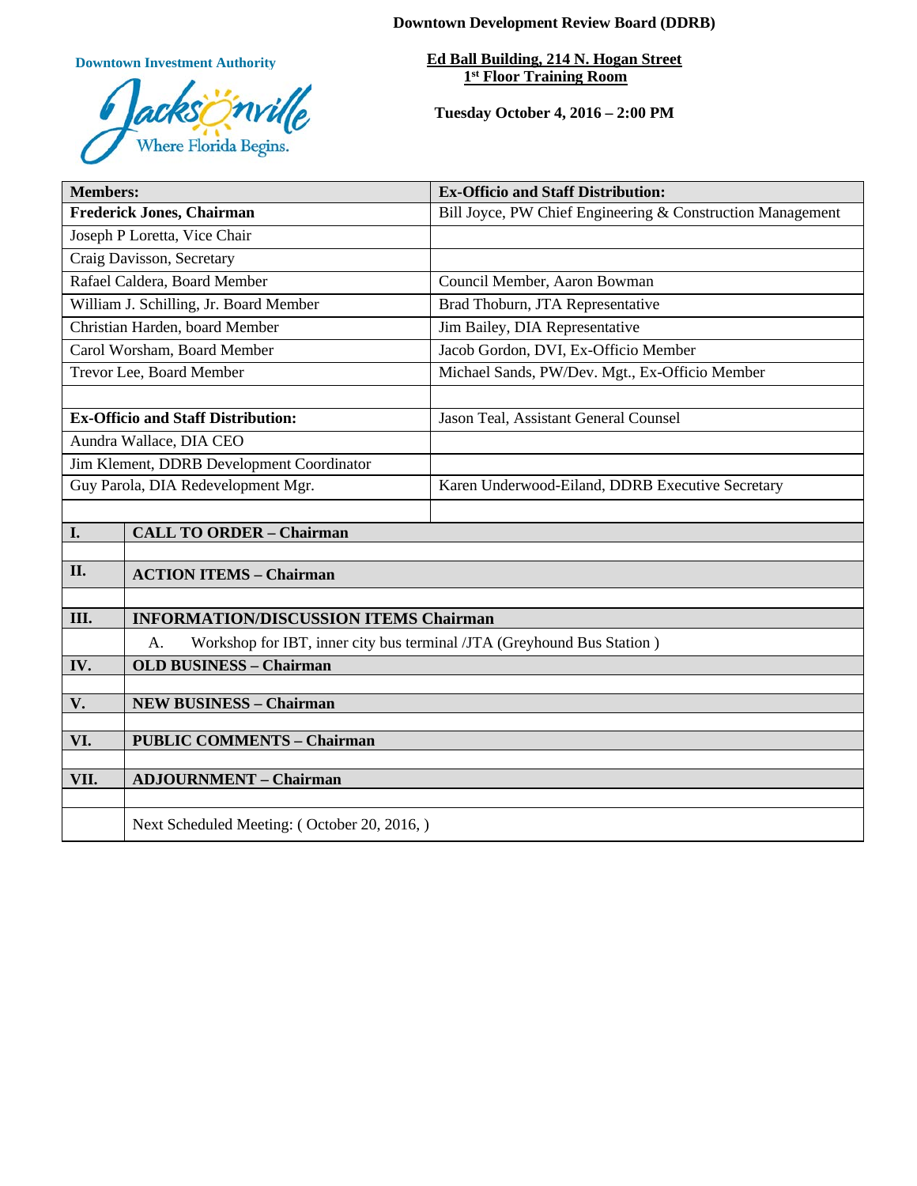**Downtown Development Review Board (DDRB)**

**Downtown Investment Authority**

Jacksonville Where Florida Begins.

**Ed Ball Building, 214 N. Hogan Street**
**1st Floor Training Room**

**Tuesday October 4, 2016 – 2:00 PM**

| **Members:** | **Ex-Officio and Staff Distribution:** |
|---|---|
| **Frederick Jones, Chairman** | Bill Joyce, PW Chief Engineering & Construction Management |
| Joseph P Loretta, Vice Chair | |
| Craig Davisson, Secretary | |
| Rafael Caldera, Board Member | Council Member, Aaron Bowman |
| William J. Schilling, Jr. Board Member | Brad Thoburn, JTA Representative |
| Christian Harden, board Member | Jim Bailey, DIA Representative |
| Carol Worsham, Board Member | Jacob Gordon, DVI, Ex-Officio Member |
| Trevor Lee, Board Member | Michael Sands, PW/Dev. Mgt., Ex-Officio Member |
| | |
| **Ex-Officio and Staff Distribution:** | Jason Teal, Assistant General Counsel |
| Aundra Wallace, DIA CEO | |
| Jim Klement, DDRB Development Coordinator | |
| Guy Parola, DIA Redevelopment Mgr. | Karen Underwood-Eiland, DDRB Executive Secretary |

| | |
|---|---|
| **I.** | **CALL TO ORDER – Chairman** |
| | |
| **II.** | **ACTION ITEMS – Chairman** |
| | |
| **III.** | **INFORMATION/DISCUSSION ITEMS Chairman** |
| | A. Workshop for IBT, inner city bus terminal /JTA (Greyhound Bus Station ) |
| **IV.** | **OLD BUSINESS – Chairman** |
| | |
| **V.** | **NEW BUSINESS – Chairman** |
| | |
| **VI.** | **PUBLIC COMMENTS – Chairman** |
| | |
| **VII.** | **ADJOURNMENT – Chairman** |
| | |
| | Next Scheduled Meeting: ( October 20, 2016, ) |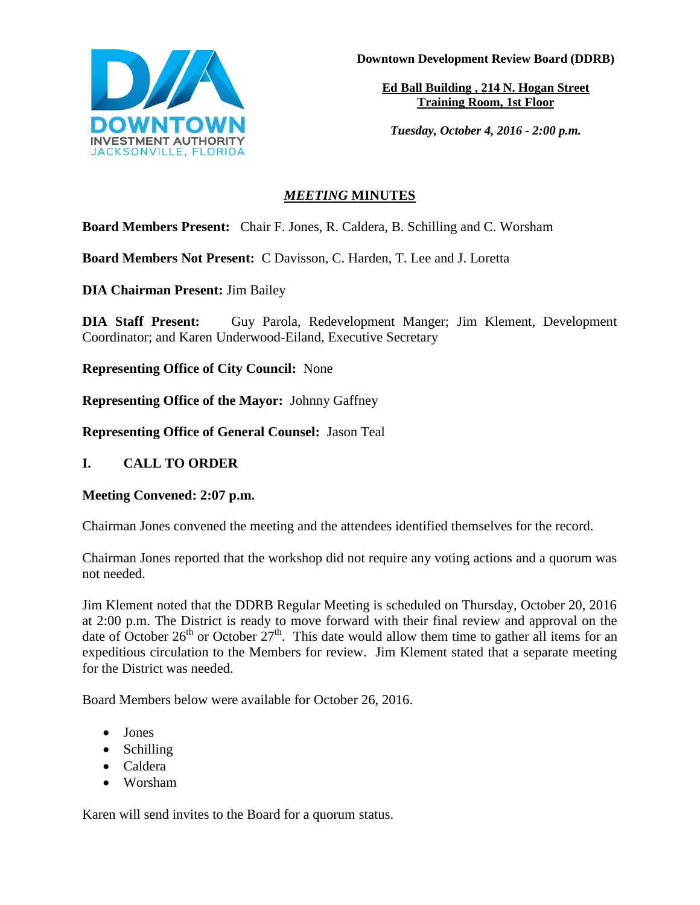**Downtown Development Review Board (DDRB)**

**Ed Ball Building , 214 N. Hogan Street**
**Training Room, 1st Floor**

***Tuesday, October 4, 2016 - 2:00 p.m.***

# *MEETING* MINUTES

**Board Members Present:** Chair F. Jones, R. Caldera, B. Schilling and C. Worsham

**Board Members Not Present:** C Davisson, C. Harden, T. Lee and J. Loretta

**DIA Chairman Present:** Jim Bailey

**DIA Staff Present:** Guy Parola, Redevelopment Manger; Jim Klement, Development Coordinator; and Karen Underwood-Eiland, Executive Secretary

**Representing Office of City Council:** None

**Representing Office of the Mayor:** Johnny Gaffney

**Representing Office of General Counsel:** Jason Teal

## I. CALL TO ORDER

**Meeting Convened: 2:07 p.m.**

Chairman Jones convened the meeting and the attendees identified themselves for the record.

Chairman Jones reported that the workshop did not require any voting actions and a quorum was not needed.

Jim Klement noted that the DDRB Regular Meeting is scheduled on Thursday, October 20, 2016 at 2:00 p.m. The District is ready to move forward with their final review and approval on the date of October 26th or October 27th. This date would allow them time to gather all items for an expeditious circulation to the Members for review. Jim Klement stated that a separate meeting for the District was needed.

Board Members below were available for October 26, 2016.

- Jones
- Schilling
- Caldera
- Worsham

Karen will send invites to the Board for a quorum status.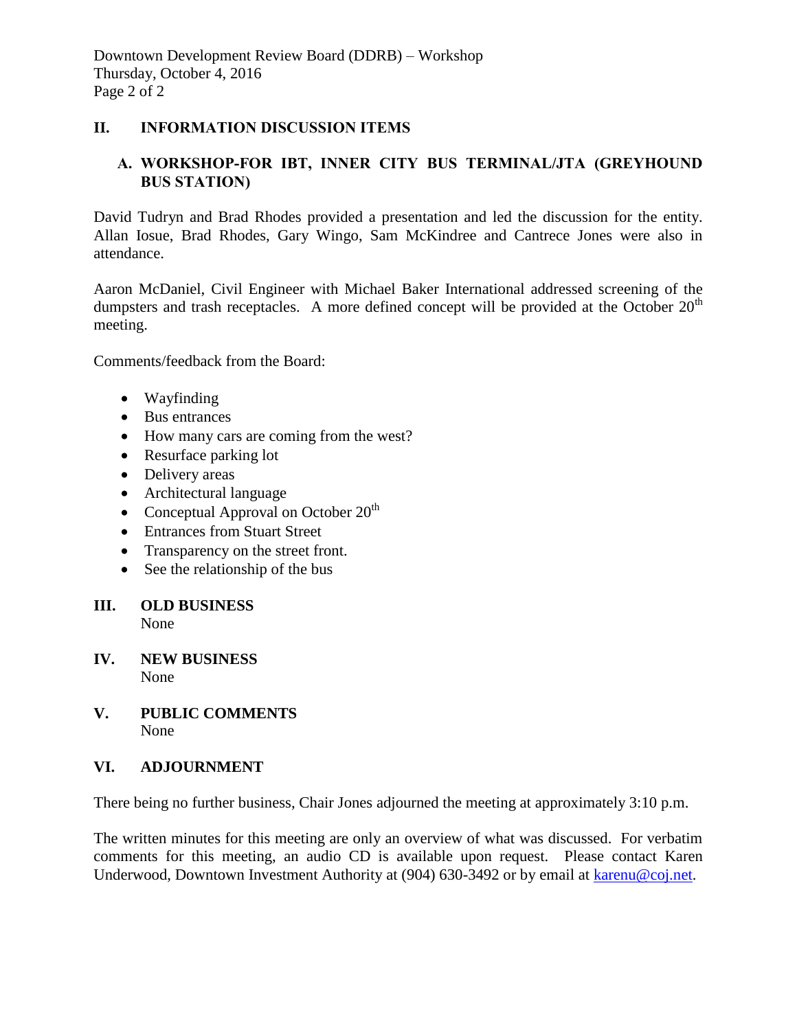## II. INFORMATION DISCUSSION ITEMS

### A. WORKSHOP-FOR IBT, INNER CITY BUS TERMINAL/JTA (GREYHOUND BUS STATION)

David Tudryn and Brad Rhodes provided a presentation and led the discussion for the entity. Allan Iosue, Brad Rhodes, Gary Wingo, Sam McKindree and Cantrece Jones were also in attendance.

Aaron McDaniel, Civil Engineer with Michael Baker International addressed screening of the dumpsters and trash receptacles. A more defined concept will be provided at the October 20th meeting.

Comments/feedback from the Board:

- Wayfinding
- Bus entrances
- How many cars are coming from the west?
- Resurface parking lot
- Delivery areas
- Architectural language
- Conceptual Approval on October 20th
- Entrances from Stuart Street
- Transparency on the street front.
- See the relationship of the bus

## III. OLD BUSINESS

None

## IV. NEW BUSINESS

None

## V. PUBLIC COMMENTS

None

## VI. ADJOURNMENT

There being no further business, Chair Jones adjourned the meeting at approximately 3:10 p.m.

The written minutes for this meeting are only an overview of what was discussed. For verbatim comments for this meeting, an audio CD is available upon request. Please contact Karen Underwood, Downtown Investment Authority at (904) 630-3492 or by email at karenu@coj.net.